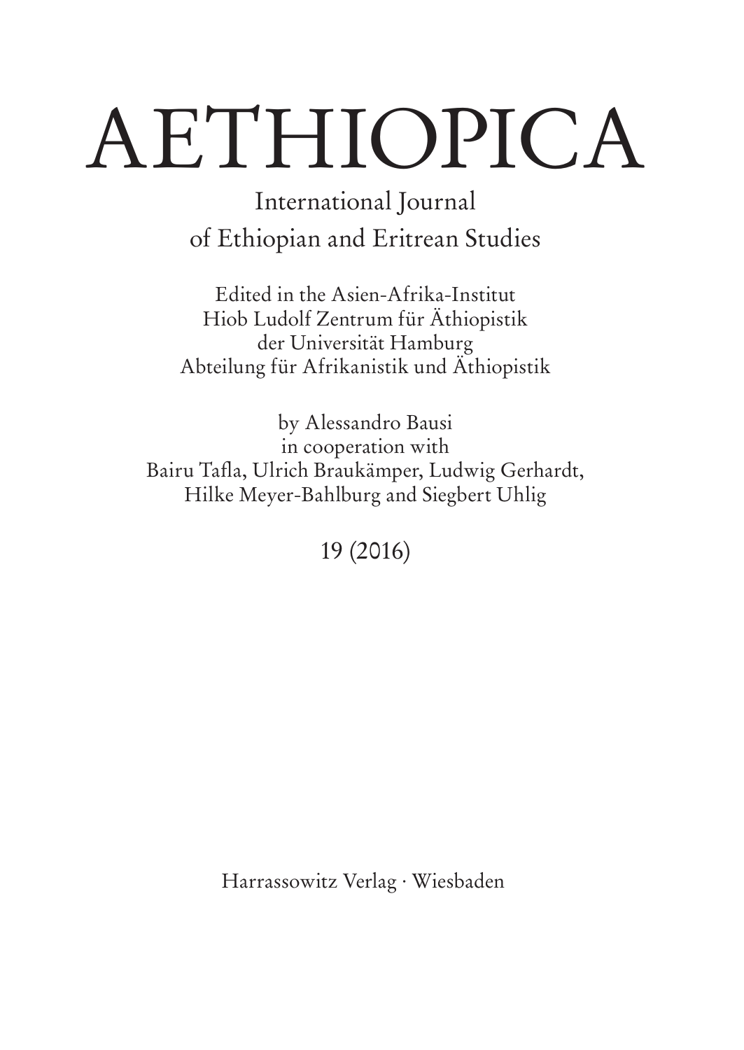# AETHIOPICA

## International Journal of Ethiopian and Eritrean Studies

Edited in the Asien-Afrika-Institut
Hiob Ludolf Zentrum für Äthiopistik
der Universität Hamburg
Abteilung für Afrikanistik und Äthiopistik

by Alessandro Bausi
in cooperation with
Bairu Tafla, Ulrich Braukämper, Ludwig Gerhardt,
Hilke Meyer-Bahlburg and Siegbert Uhlig

19 (2016)

Harrassowitz Verlag · Wiesbaden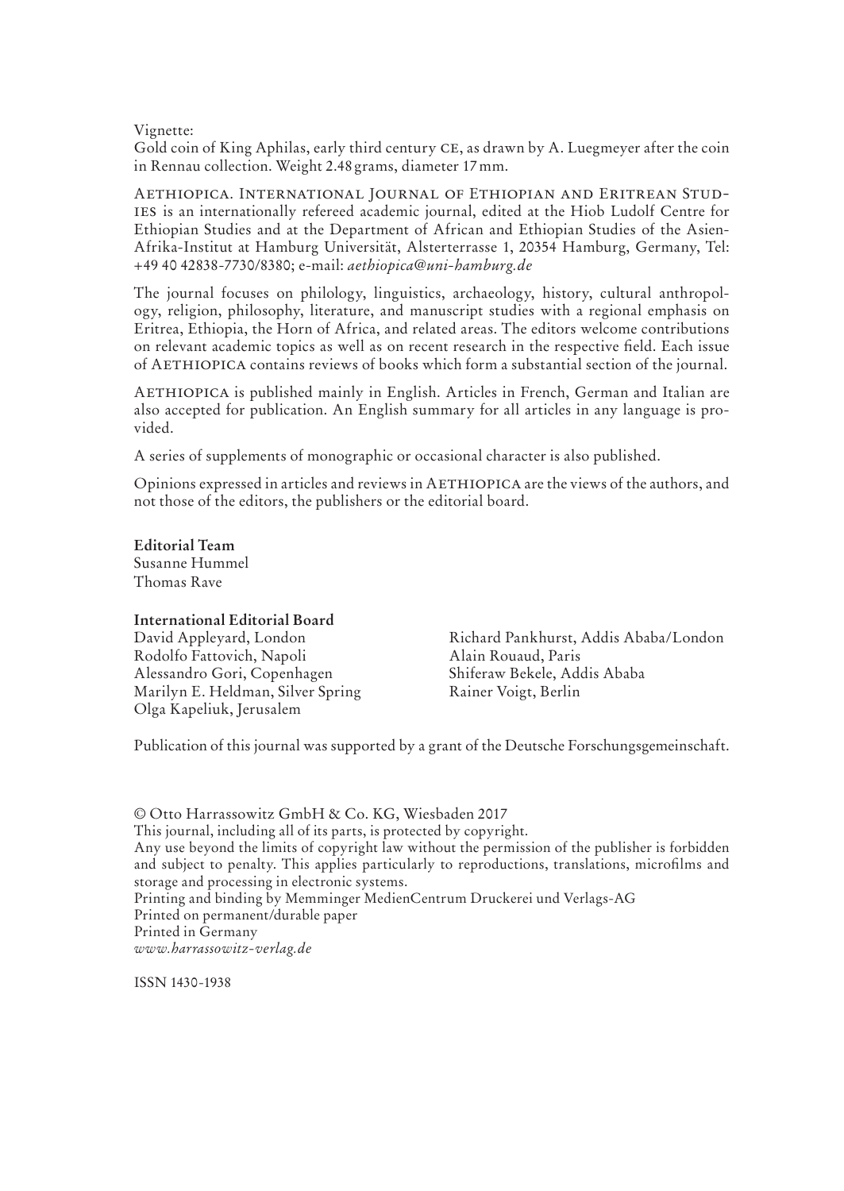Vignette:
Gold coin of King Aphilas, early third century CE, as drawn by A. Luegmeyer after the coin in Rennau collection. Weight 2.48 grams, diameter 17 mm.

AETHIOPICA. INTERNATIONAL JOURNAL OF ETHIOPIAN AND ERITREAN STUDIES is an internationally refereed academic journal, edited at the Hiob Ludolf Centre for Ethiopian Studies and at the Department of African and Ethiopian Studies of the Asien-Afrika-Institut at Hamburg Universität, Alsterterrasse 1, 20354 Hamburg, Germany, Tel: +49 40 42838-7730/8380; e-mail: *aethiopica@uni-hamburg.de*

The journal focuses on philology, linguistics, archaeology, history, cultural anthropology, religion, philosophy, literature, and manuscript studies with a regional emphasis on Eritrea, Ethiopia, the Horn of Africa, and related areas. The editors welcome contributions on relevant academic topics as well as on recent research in the respective field. Each issue of AETHIOPICA contains reviews of books which form a substantial section of the journal.

AETHIOPICA is published mainly in English. Articles in French, German and Italian are also accepted for publication. An English summary for all articles in any language is provided.

A series of supplements of monographic or occasional character is also published.

Opinions expressed in articles and reviews in AETHIOPICA are the views of the authors, and not those of the editors, the publishers or the editorial board.

**Editorial Team**
Susanne Hummel
Thomas Rave

**International Editorial Board**
David Appleyard, London
Rodolfo Fattovich, Napoli
Alessandro Gori, Copenhagen
Marilyn E. Heldman, Silver Spring
Olga Kapeliuk, Jerusalem
Richard Pankhurst, Addis Ababa/London
Alain Rouaud, Paris
Shiferaw Bekele, Addis Ababa
Rainer Voigt, Berlin

Publication of this journal was supported by a grant of the Deutsche Forschungsgemeinschaft.

© Otto Harrassowitz GmbH & Co. KG, Wiesbaden 2017
This journal, including all of its parts, is protected by copyright.
Any use beyond the limits of copyright law without the permission of the publisher is forbidden and subject to penalty. This applies particularly to reproductions, translations, microfilms and storage and processing in electronic systems.
Printing and binding by Memminger MedienCentrum Druckerei und Verlags-AG
Printed on permanent/durable paper
Printed in Germany
*www.harrassowitz-verlag.de*

ISSN 1430-1938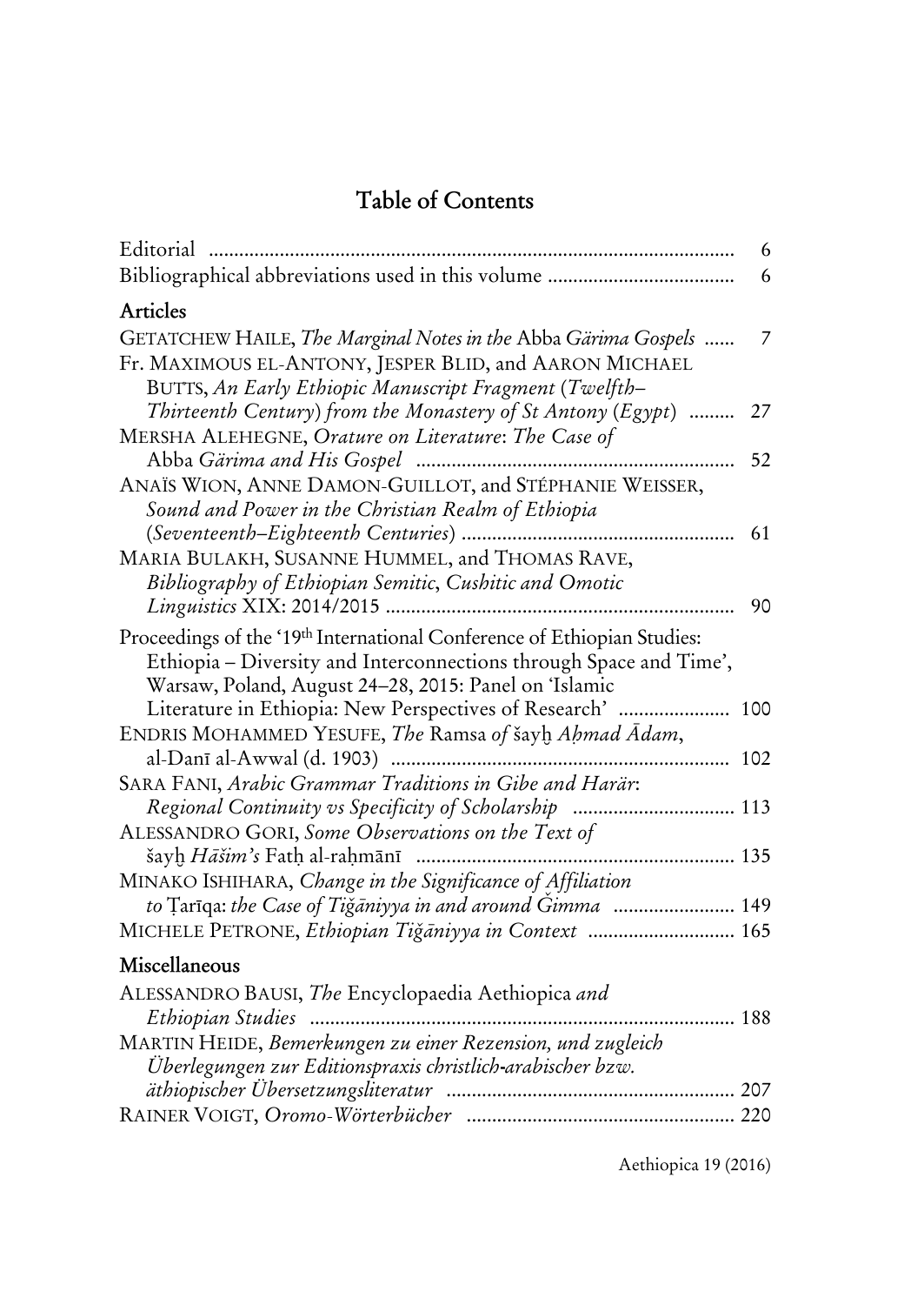# Table of Contents

Editorial ........................................................................................ 6

Bibliographical abbreviations used in this volume ..................................... 6

## Articles

GETATCHEW HAILE, *The Marginal Notes in the* Abba *Gärima Gospels* ...... 7

Fr. MAXIMOUS EL-ANTONY, JESPER BLID, and AARON MICHAEL BUTTS, *An Early Ethiopic Manuscript Fragment* (*Twelfth–Thirteenth Century*) *from the Monastery of St Antony* (*Egypt*) ......... 27

MERSHA ALEHEGNE, *Orature on Literature*: *The Case of* Abba *Gärima and His Gospel* .............................................................. 52

ANAÏS WION, ANNE DAMON-GUILLOT, and STÉPHANIE WEISSER, *Sound and Power in the Christian Realm of Ethiopia* (*Seventeenth–Eighteenth Centuries*) ..................................................... 61

MARIA BULAKH, SUSANNE HUMMEL, and THOMAS RAVE, *Bibliography of Ethiopian Semitic, Cushitic and Omotic Linguistics* XIX: 2014/2015 .................................................................... 90

Proceedings of the '19th International Conference of Ethiopian Studies: Ethiopia – Diversity and Interconnections through Space and Time', Warsaw, Poland, August 24–28, 2015: Panel on 'Islamic Literature in Ethiopia: New Perspectives of Research' ...................... 100

ENDRIS MOHAMMED YESUFE, *The* Ramsa *of* šayḫ *Aḥmad Ādam*, al-Danī al-Awwal (d. 1903) .................................................................. 102

SARA FANI, *Arabic Grammar Traditions in Gibe and Harär*: *Regional Continuity vs Specificity of Scholarship* ................................ 113

ALESSANDRO GORI, *Some Observations on the Text of* šayḫ *Hāšim's* Fatḥ al-raḥmānī .............................................................. 135

MINAKO ISHIHARA, *Change in the Significance of Affiliation to* Ṭarīqa: *the Case of Tiǧāniyya in and around Ǧimma* ........................ 149

MICHELE PETRONE, *Ethiopian Tiǧāniyya in Context* ............................. 165

## Miscellaneous

ALESSANDRO BAUSI, *The* Encyclopaedia Aethiopica *and Ethiopian Studies* ................................................................................... 188

MARTIN HEIDE, *Bemerkungen zu einer Rezension, und zugleich Überlegungen zur Editionspraxis christlich-arabischer bzw. äthiopischer Übersetzungsliteratur* ......................................................... 207

RAINER VOIGT, *Oromo-Wörterbücher* ..................................................... 220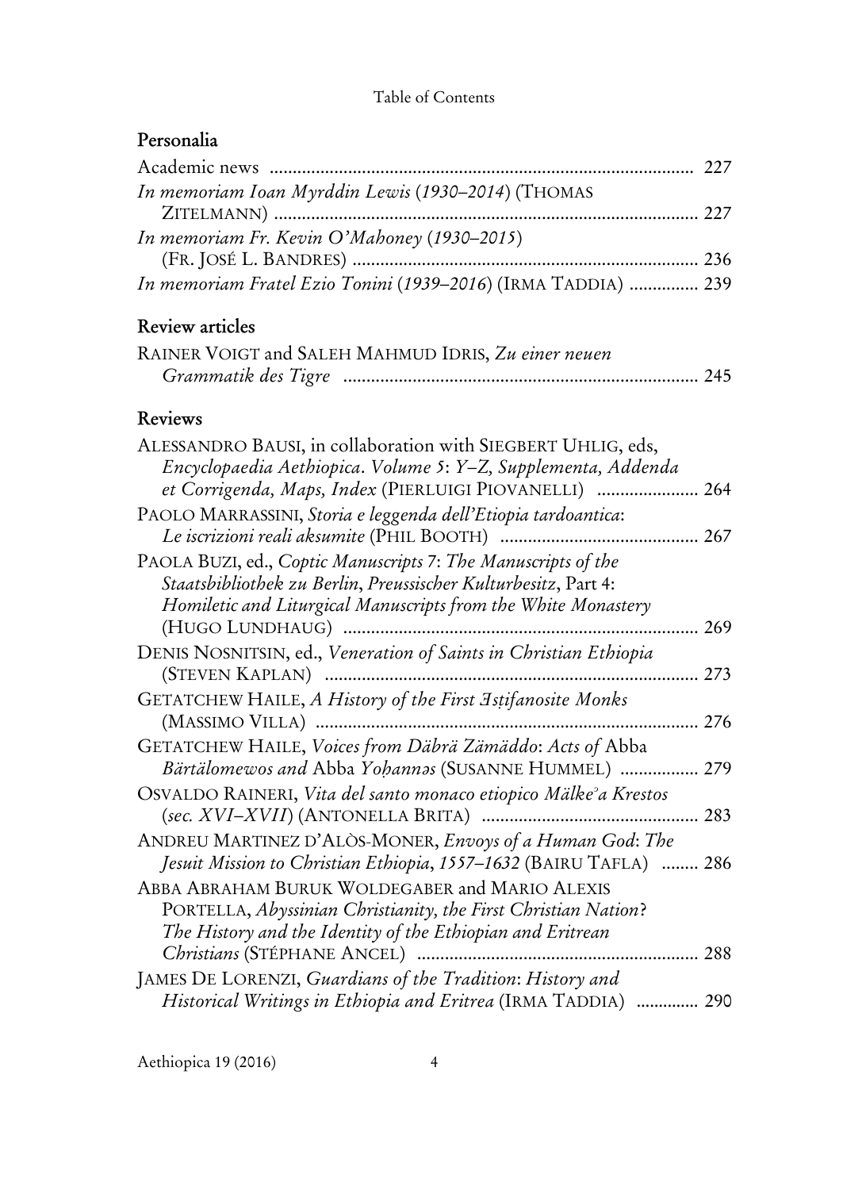## Personalia

Academic news ........................................................................................ 227

*In memoriam Ioan Myrddin Lewis (1930–2014)* (THOMAS ZITELMANN) ........................................................................................ 227

*In memoriam Fr. Kevin O'Mahoney (1930–2015)* (FR. JOSÉ L. BANDRES) ........................................................................ 236

*In memoriam Fratel Ezio Tonini (1939–2016)* (IRMA TADDIA) ............... 239

## Review articles

RAINER VOIGT and SALEH MAHMUD IDRIS, *Zu einer neuen Grammatik des Tigre* ........................................................................ 245

## Reviews

ALESSANDRO BAUSI, in collaboration with SIEGBERT UHLIG, eds, *Encyclopaedia Aethiopica. Volume 5: Y–Z, Supplementa, Addenda et Corrigenda, Maps, Index* (PIERLUIGI PIOVANELLI) ...................... 264

PAOLO MARRASSINI, *Storia e leggenda dell'Etiopia tardoantica: Le iscrizioni reali aksumite* (PHIL BOOTH) .......................................... 267

PAOLA BUZI, ed., *Coptic Manuscripts 7: The Manuscripts of the Staatsbibliothek zu Berlin, Preussischer Kulturbesitz*, Part 4: *Homiletic and Liturgical Manuscripts from the White Monastery* (HUGO LUNDHAUG) ........................................................................ 269

DENIS NOSNITSIN, ed., *Veneration of Saints in Christian Ethiopia* (STEVEN KAPLAN) ................................................................................ 273

GETATCHEW HAILE, *A History of the First Əsṭifanosite Monks* (MASSIMO VILLA) ................................................................................ 276

GETATCHEW HAILE, *Voices from Däbrä Zämäddo: Acts of* Abba *Bärtälomewos and* Abba *Yoḥannəs* (SUSANNE HUMMEL) ................. 279

OSVALDO RAINERI, *Vita del santo monaco etiopico Mälkeʾa Krestos (sec. XVI–XVII)* (ANTONELLA BRITA) .............................................. 283

ANDREU MARTINEZ D'ALÒS-MONER, *Envoys of a Human God: The Jesuit Mission to Christian Ethiopia, 1557–1632* (BAIRU TAFLA) ........ 286

ABBA ABRAHAM BURUK WOLDEGABER and MARIO ALEXIS PORTELLA, *Abyssinian Christianity, the First Christian Nation? The History and the Identity of the Ethiopian and Eritrean Christians* (STÉPHANE ANCEL) ............................................................ 288

JAMES DE LORENZI, *Guardians of the Tradition: History and Historical Writings in Ethiopia and Eritrea* (IRMA TADDIA) ............. 290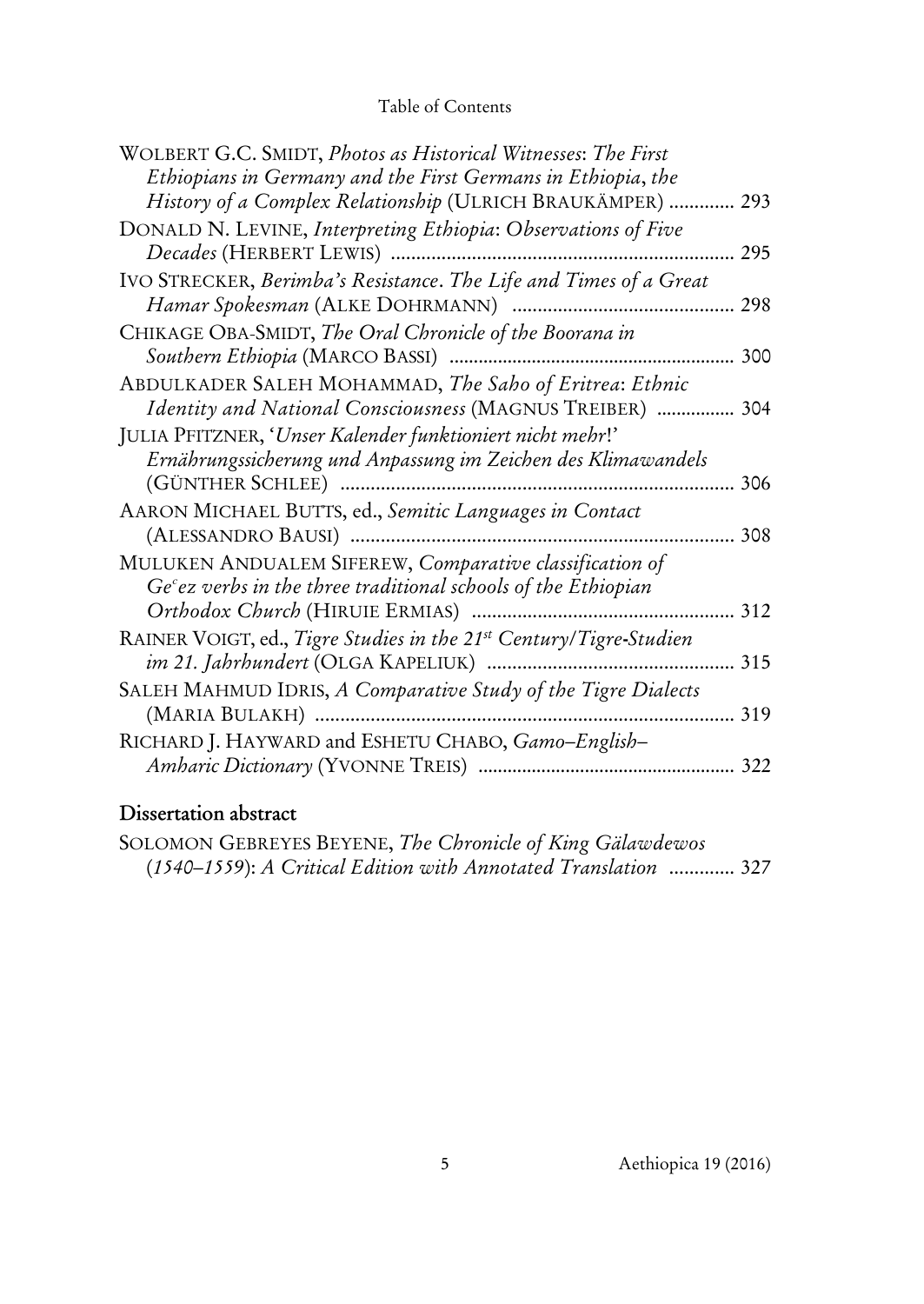WOLBERT G.C. SMIDT, *Photos as Historical Witnesses: The First Ethiopians in Germany and the First Germans in Ethiopia, the History of a Complex Relationship* (ULRICH BRAUKÄMPER) ............. 293

DONALD N. LEVINE, *Interpreting Ethiopia: Observations of Five Decades* (HERBERT LEWIS) ................................................................... 295

IVO STRECKER, *Berimba's Resistance. The Life and Times of a Great Hamar Spokesman* (ALKE DOHRMANN) ........................................... 298

CHIKAGE OBA-SMIDT, *The Oral Chronicle of the Boorana in Southern Ethiopia* (MARCO BASSI) ......................................................... 300

ABDULKADER SALEH MOHAMMAD, *The Saho of Eritrea: Ethnic Identity and National Consciousness* (MAGNUS TREIBER) ................ 304

JULIA PFITZNER, '*Unser Kalender funktioniert nicht mehr!*' *Ernährungssicherung und Anpassung im Zeichen des Klimawandels* (GÜNTHER SCHLEE) ............................................................................. 306

AARON MICHAEL BUTTS, ed., *Semitic Languages in Contact* (ALESSANDRO BAUSI) ........................................................................... 308

MULUKEN ANDUALEM SIFEREW, *Comparative classification of Geʿez verbs in the three traditional schools of the Ethiopian Orthodox Church* (HIRUIE ERMIAS) ................................................... 312

RAINER VOIGT, ed., *Tigre Studies in the 21st Century/Tigre-Studien im 21. Jahrhundert* (OLGA KAPELIUK) ................................................ 315

SALEH MAHMUD IDRIS, *A Comparative Study of the Tigre Dialects* (MARIA BULAKH) .................................................................................. 319

RICHARD J. HAYWARD and ESHETU CHABO, *Gamo–English–Amharic Dictionary* (YVONNE TREIS) ................................................... 322

## Dissertation abstract

SOLOMON GEBREYES BEYENE, *The Chronicle of King Gälawdewos (1540–1559): A Critical Edition with Annotated Translation* ............. 327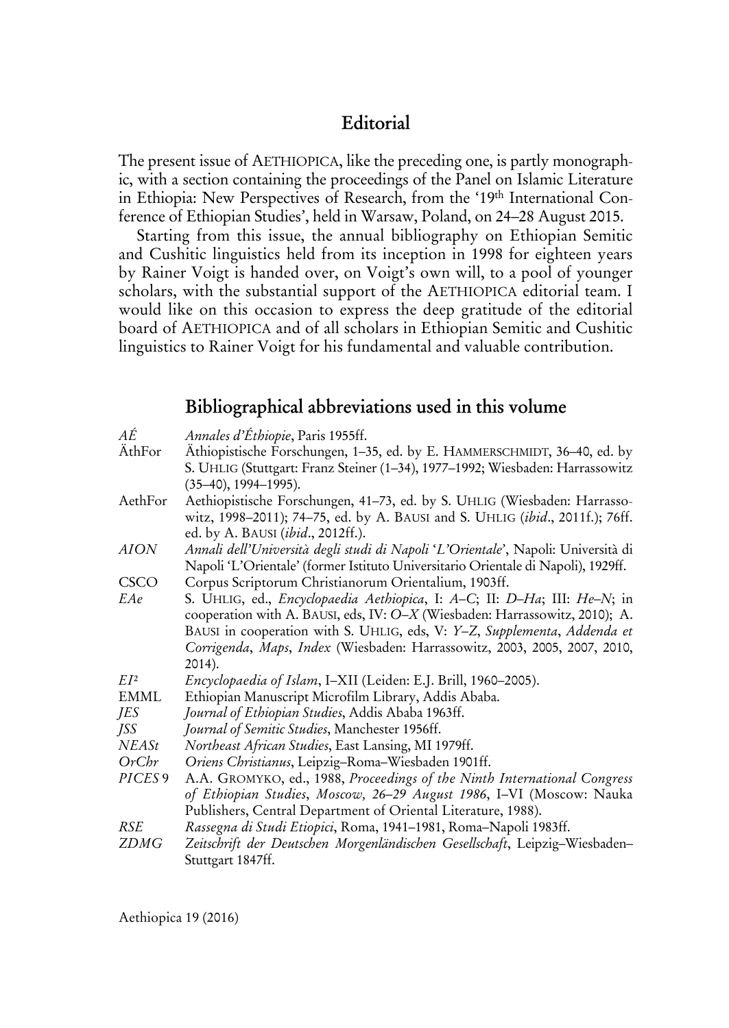# Editorial

The present issue of AETHIOPICA, like the preceding one, is partly monographic, with a section containing the proceedings of the Panel on Islamic Literature in Ethiopia: New Perspectives of Research, from the '19th International Conference of Ethiopian Studies', held in Warsaw, Poland, on 24–28 August 2015.

Starting from this issue, the annual bibliography on Ethiopian Semitic and Cushitic linguistics held from its inception in 1998 for eighteen years by Rainer Voigt is handed over, on Voigt's own will, to a pool of younger scholars, with the substantial support of the AETHIOPICA editorial team. I would like on this occasion to express the deep gratitude of the editorial board of AETHIOPICA and of all scholars in Ethiopian Semitic and Cushitic linguistics to Rainer Voigt for his fundamental and valuable contribution.

## Bibliographical abbreviations used in this volume

| | |
|---|---|
| *AÉ* | *Annales d'Éthiopie*, Paris 1955ff. |
| ÄthFor | Äthiopistische Forschungen, 1–35, ed. by E. HAMMERSCHMIDT, 36–40, ed. by S. UHLIG (Stuttgart: Franz Steiner (1–34), 1977–1992; Wiesbaden: Harrassowitz (35–40), 1994–1995). |
| AethFor | Aethiopistische Forschungen, 41–73, ed. by S. UHLIG (Wiesbaden: Harrassowitz, 1998–2011); 74–75, ed. by A. BAUSI and S. UHLIG (*ibid*., 2011f.); 76ff. ed. by A. BAUSI (*ibid*., 2012ff.). |
| *AION* | *Annali dell'Università degli studi di Napoli 'L'Orientale'*, Napoli: Università di Napoli 'L'Orientale' (former Istituto Universitario Orientale di Napoli), 1929ff. |
| CSCO | Corpus Scriptorum Christianorum Orientalium, 1903ff. |
| *EAe* | S. UHLIG, ed., *Encyclopaedia Aethiopica*, I: *A–C*; II: *D–Ha*; III: *He–N*; in cooperation with A. BAUSI, eds, IV: *O–X* (Wiesbaden: Harrassowitz, 2010); A. BAUSI in cooperation with S. UHLIG, eds, V: *Y–Z*, *Supplementa*, *Addenda et Corrigenda*, *Maps*, *Index* (Wiesbaden: Harrassowitz, 2003, 2005, 2007, 2010, 2014). |
| *EI²* | *Encyclopaedia of Islam*, I–XII (Leiden: E.J. Brill, 1960–2005). |
| EMML | Ethiopian Manuscript Microfilm Library, Addis Ababa. |
| *JES* | *Journal of Ethiopian Studies*, Addis Ababa 1963ff. |
| *JSS* | *Journal of Semitic Studies*, Manchester 1956ff. |
| *NEASt* | *Northeast African Studies*, East Lansing, MI 1979ff. |
| *OrChr* | *Oriens Christianus*, Leipzig–Roma–Wiesbaden 1901ff. |
| *PICES* 9 | A.A. GROMYKO, ed., 1988, *Proceedings of the Ninth International Congress of Ethiopian Studies*, *Moscow, 26–29 August 1986*, I–VI (Moscow: Nauka Publishers, Central Department of Oriental Literature, 1988). |
| *RSE* | *Rassegna di Studi Etiopici*, Roma, 1941–1981, Roma–Napoli 1983ff. |
| *ZDMG* | *Zeitschrift der Deutschen Morgenländischen Gesellschaft*, Leipzig–Wiesbaden–Stuttgart 1847ff. |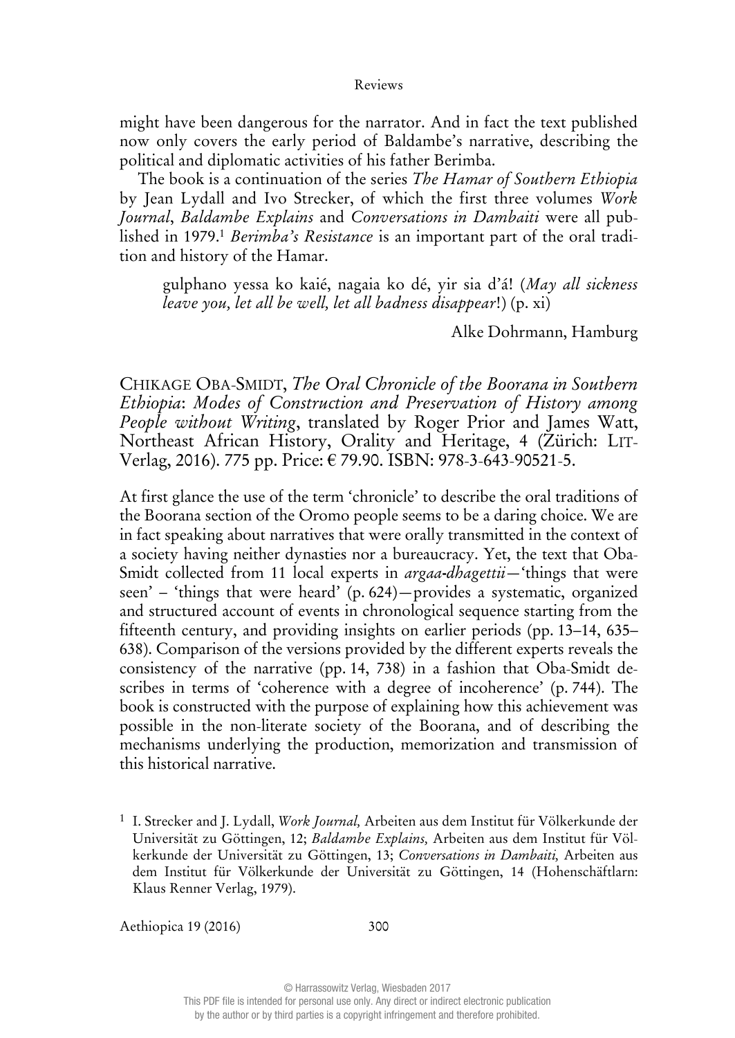might have been dangerous for the narrator. And in fact the text published now only covers the early period of Baldambe's narrative, describing the political and diplomatic activities of his father Berimba.

The book is a continuation of the series *The Hamar of Southern Ethiopia* by Jean Lydall and Ivo Strecker, of which the first three volumes *Work Journal*, *Baldambe Explains* and *Conversations in Dambaiti* were all published in 1979.[1] *Berimba's Resistance* is an important part of the oral tradition and history of the Hamar.

> gulphano yessa ko kaié, nagaia ko dé, yir sia d'á! (*May all sickness leave you, let all be well, let all badness disappear*!) (p. xi)

Alke Dohrmann, Hamburg

CHIKAGE OBA-SMIDT, *The Oral Chronicle of the Boorana in Southern Ethiopia*: *Modes of Construction and Preservation of History among People without Writing*, translated by Roger Prior and James Watt, Northeast African History, Orality and Heritage, 4 (Zürich: LIT-Verlag, 2016). 775 pp. Price: € 79.90. ISBN: 978-3-643-90521-5.

At first glance the use of the term 'chronicle' to describe the oral traditions of the Boorana section of the Oromo people seems to be a daring choice. We are in fact speaking about narratives that were orally transmitted in the context of a society having neither dynasties nor a bureaucracy. Yet, the text that Oba-Smidt collected from 11 local experts in *argaa-dhagettii*—'things that were seen' – 'things that were heard' (p. 624)—provides a systematic, organized and structured account of events in chronological sequence starting from the fifteenth century, and providing insights on earlier periods (pp. 13–14, 635–638). Comparison of the versions provided by the different experts reveals the consistency of the narrative (pp. 14, 738) in a fashion that Oba-Smidt describes in terms of 'coherence with a degree of incoherence' (p. 744). The book is constructed with the purpose of explaining how this achievement was possible in the non-literate society of the Boorana, and of describing the mechanisms underlying the production, memorization and transmission of this historical narrative.

[1] I. Strecker and J. Lydall, *Work Journal,* Arbeiten aus dem Institut für Völkerkunde der Universität zu Göttingen, 12; *Baldambe Explains,* Arbeiten aus dem Institut für Völkerkunde der Universität zu Göttingen, 13; *Conversations in Dambaiti,* Arbeiten aus dem Institut für Völkerkunde der Universität zu Göttingen, 14 (Hohenschäftlarn: Klaus Renner Verlag, 1979).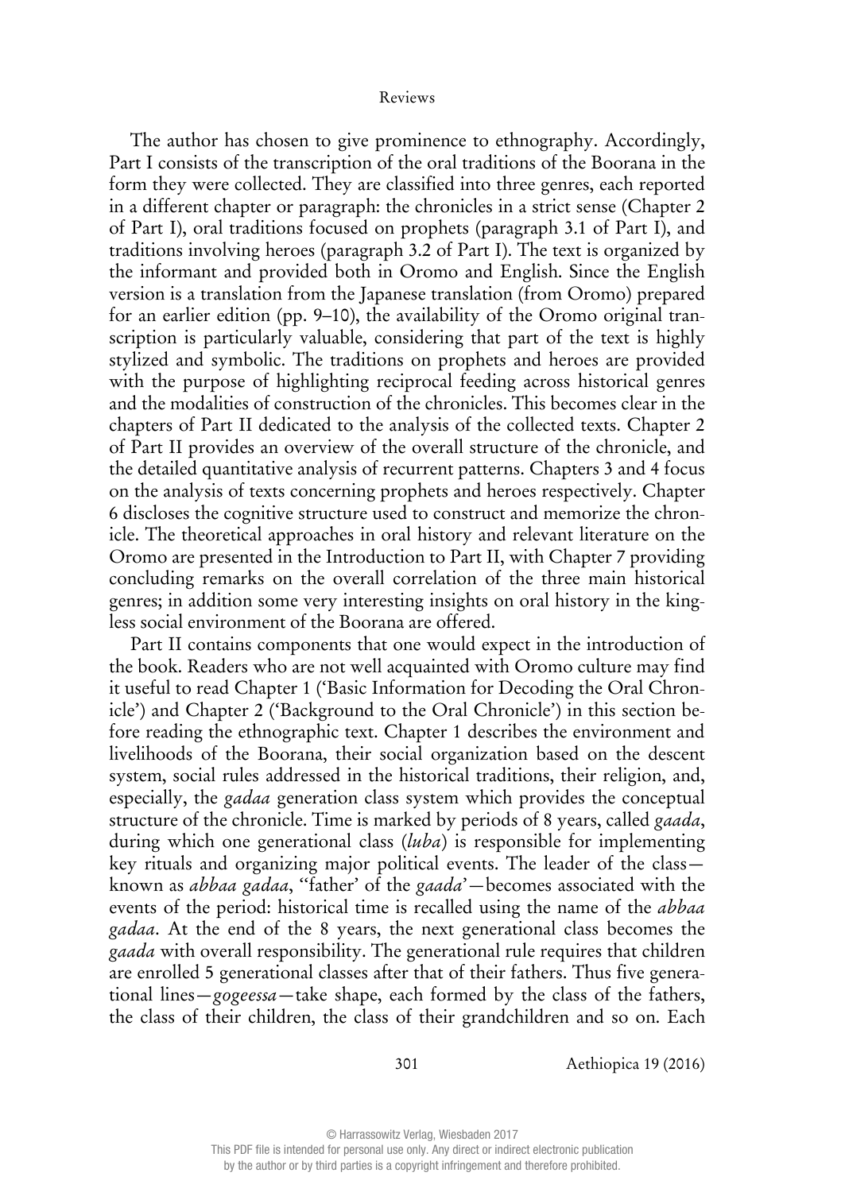The author has chosen to give prominence to ethnography. Accordingly, Part I consists of the transcription of the oral traditions of the Boorana in the form they were collected. They are classified into three genres, each reported in a different chapter or paragraph: the chronicles in a strict sense (Chapter 2 of Part I), oral traditions focused on prophets (paragraph 3.1 of Part I), and traditions involving heroes (paragraph 3.2 of Part I). The text is organized by the informant and provided both in Oromo and English. Since the English version is a translation from the Japanese translation (from Oromo) prepared for an earlier edition (pp. 9–10), the availability of the Oromo original transcription is particularly valuable, considering that part of the text is highly stylized and symbolic. The traditions on prophets and heroes are provided with the purpose of highlighting reciprocal feeding across historical genres and the modalities of construction of the chronicles. This becomes clear in the chapters of Part II dedicated to the analysis of the collected texts. Chapter 2 of Part II provides an overview of the overall structure of the chronicle, and the detailed quantitative analysis of recurrent patterns. Chapters 3 and 4 focus on the analysis of texts concerning prophets and heroes respectively. Chapter 6 discloses the cognitive structure used to construct and memorize the chronicle. The theoretical approaches in oral history and relevant literature on the Oromo are presented in the Introduction to Part II, with Chapter 7 providing concluding remarks on the overall correlation of the three main historical genres; in addition some very interesting insights on oral history in the kingless social environment of the Boorana are offered.

Part II contains components that one would expect in the introduction of the book. Readers who are not well acquainted with Oromo culture may find it useful to read Chapter 1 ('Basic Information for Decoding the Oral Chronicle') and Chapter 2 ('Background to the Oral Chronicle') in this section before reading the ethnographic text. Chapter 1 describes the environment and livelihoods of the Boorana, their social organization based on the descent system, social rules addressed in the historical traditions, their religion, and, especially, the *gadaa* generation class system which provides the conceptual structure of the chronicle. Time is marked by periods of 8 years, called *gaada*, during which one generational class (*luba*) is responsible for implementing key rituals and organizing major political events. The leader of the class—known as *abbaa gadaa*, "father' of the *gaada*'—becomes associated with the events of the period: historical time is recalled using the name of the *abbaa gadaa*. At the end of the 8 years, the next generational class becomes the *gaada* with overall responsibility. The generational rule requires that children are enrolled 5 generational classes after that of their fathers. Thus five generational lines—*gogeessa*—take shape, each formed by the class of the fathers, the class of their children, the class of their grandchildren and so on. Each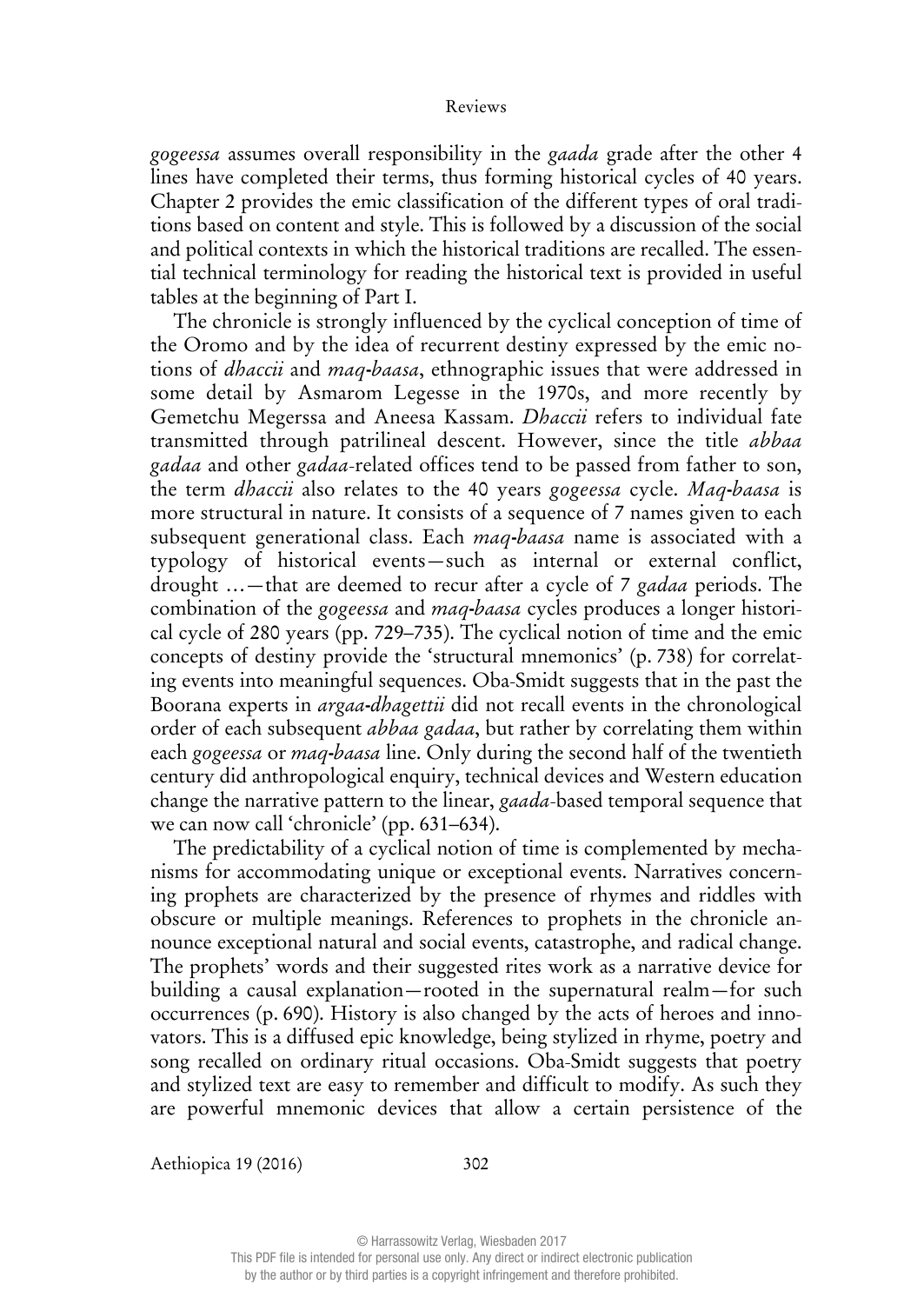*gogeessa* assumes overall responsibility in the *gaada* grade after the other 4 lines have completed their terms, thus forming historical cycles of 40 years. Chapter 2 provides the emic classification of the different types of oral traditions based on content and style. This is followed by a discussion of the social and political contexts in which the historical traditions are recalled. The essential technical terminology for reading the historical text is provided in useful tables at the beginning of Part I.

The chronicle is strongly influenced by the cyclical conception of time of the Oromo and by the idea of recurrent destiny expressed by the emic notions of *dhaccii* and *maq-baasa*, ethnographic issues that were addressed in some detail by Asmarom Legesse in the 1970s, and more recently by Gemetchu Megerssa and Aneesa Kassam. *Dhaccii* refers to individual fate transmitted through patrilineal descent. However, since the title *abbaa gadaa* and other *gadaa*-related offices tend to be passed from father to son, the term *dhaccii* also relates to the 40 years *gogeessa* cycle. *Maq-baasa* is more structural in nature. It consists of a sequence of 7 names given to each subsequent generational class. Each *maq-baasa* name is associated with a typology of historical events—such as internal or external conflict, drought …—that are deemed to recur after a cycle of 7 *gadaa* periods. The combination of the *gogeessa* and *maq-baasa* cycles produces a longer historical cycle of 280 years (pp. 729–735). The cyclical notion of time and the emic concepts of destiny provide the 'structural mnemonics' (p. 738) for correlating events into meaningful sequences. Oba-Smidt suggests that in the past the Boorana experts in *argaa-dhagettii* did not recall events in the chronological order of each subsequent *abbaa gadaa*, but rather by correlating them within each *gogeessa* or *maq-baasa* line. Only during the second half of the twentieth century did anthropological enquiry, technical devices and Western education change the narrative pattern to the linear, *gaada*-based temporal sequence that we can now call 'chronicle' (pp. 631–634).

The predictability of a cyclical notion of time is complemented by mechanisms for accommodating unique or exceptional events. Narratives concerning prophets are characterized by the presence of rhymes and riddles with obscure or multiple meanings. References to prophets in the chronicle announce exceptional natural and social events, catastrophe, and radical change. The prophets' words and their suggested rites work as a narrative device for building a causal explanation—rooted in the supernatural realm—for such occurrences (p. 690). History is also changed by the acts of heroes and innovators. This is a diffused epic knowledge, being stylized in rhyme, poetry and song recalled on ordinary ritual occasions. Oba-Smidt suggests that poetry and stylized text are easy to remember and difficult to modify. As such they are powerful mnemonic devices that allow a certain persistence of the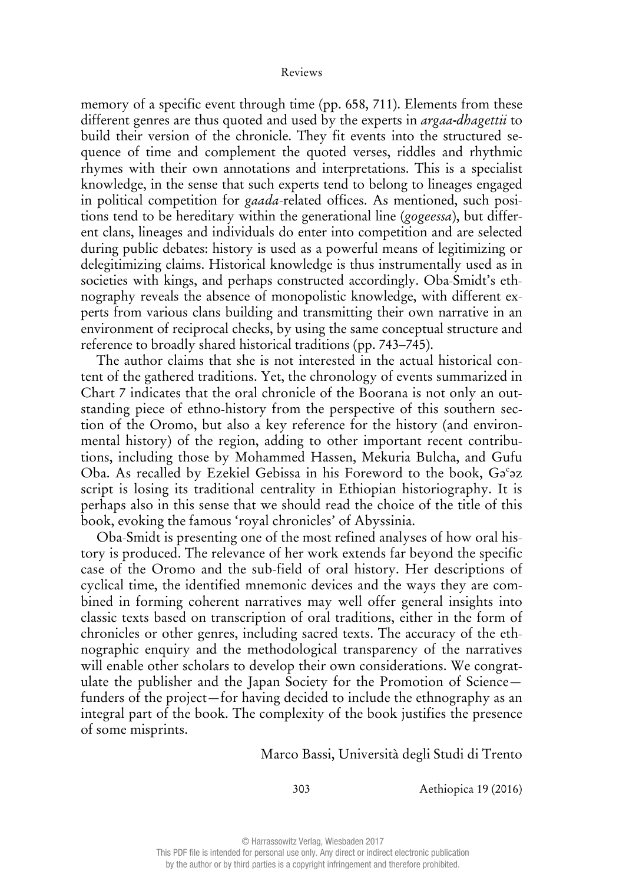memory of a specific event through time (pp. 658, 711). Elements from these different genres are thus quoted and used by the experts in *argaa-dhagettii* to build their version of the chronicle. They fit events into the structured sequence of time and complement the quoted verses, riddles and rhythmic rhymes with their own annotations and interpretations. This is a specialist knowledge, in the sense that such experts tend to belong to lineages engaged in political competition for *gaada*-related offices. As mentioned, such positions tend to be hereditary within the generational line (*gogeessa*), but different clans, lineages and individuals do enter into competition and are selected during public debates: history is used as a powerful means of legitimizing or delegitimizing claims. Historical knowledge is thus instrumentally used as in societies with kings, and perhaps constructed accordingly. Oba-Smidt's ethnography reveals the absence of monopolistic knowledge, with different experts from various clans building and transmitting their own narrative in an environment of reciprocal checks, by using the same conceptual structure and reference to broadly shared historical traditions (pp. 743–745).

The author claims that she is not interested in the actual historical content of the gathered traditions. Yet, the chronology of events summarized in Chart 7 indicates that the oral chronicle of the Boorana is not only an outstanding piece of ethno-history from the perspective of this southern section of the Oromo, but also a key reference for the history (and environmental history) of the region, adding to other important recent contributions, including those by Mohammed Hassen, Mekuria Bulcha, and Gufu Oba. As recalled by Ezekiel Gebissa in his Foreword to the book, Gəʿəz script is losing its traditional centrality in Ethiopian historiography. It is perhaps also in this sense that we should read the choice of the title of this book, evoking the famous 'royal chronicles' of Abyssinia.

Oba-Smidt is presenting one of the most refined analyses of how oral history is produced. The relevance of her work extends far beyond the specific case of the Oromo and the sub-field of oral history. Her descriptions of cyclical time, the identified mnemonic devices and the ways they are combined in forming coherent narratives may well offer general insights into classic texts based on transcription of oral traditions, either in the form of chronicles or other genres, including sacred texts. The accuracy of the ethnographic enquiry and the methodological transparency of the narratives will enable other scholars to develop their own considerations. We congratulate the publisher and the Japan Society for the Promotion of Science—funders of the project—for having decided to include the ethnography as an integral part of the book. The complexity of the book justifies the presence of some misprints.

Marco Bassi, Università degli Studi di Trento